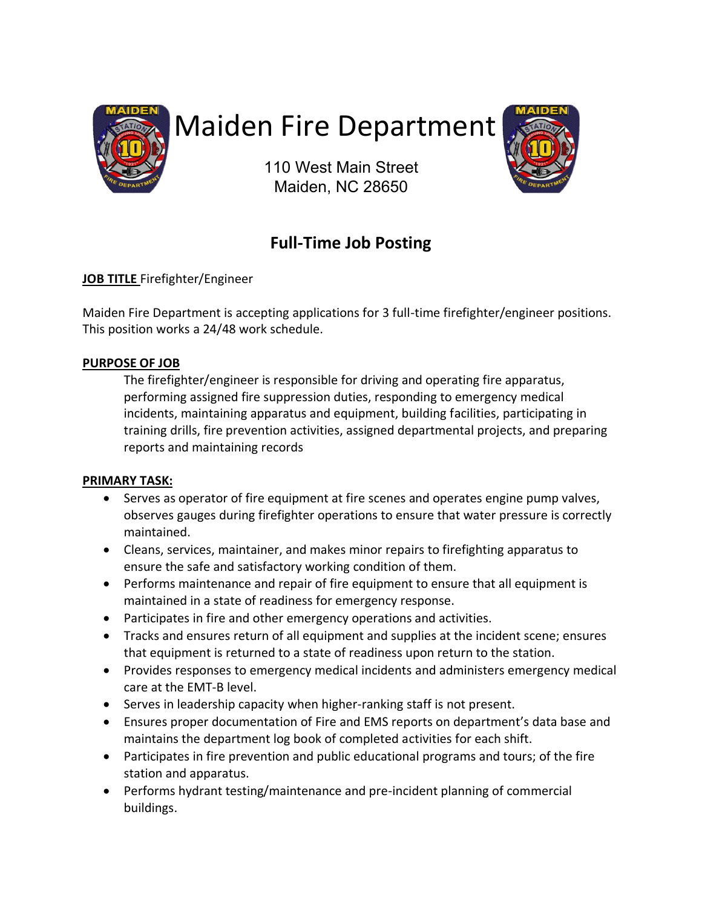# Maiden Fire Department

110 West Main Street
Maiden, NC 28650

## Full-Time Job Posting

**JOB TITLE** Firefighter/Engineer

Maiden Fire Department is accepting applications for 3 full-time firefighter/engineer positions. This position works a 24/48 work schedule.

**PURPOSE OF JOB**

The firefighter/engineer is responsible for driving and operating fire apparatus, performing assigned fire suppression duties, responding to emergency medical incidents, maintaining apparatus and equipment, building facilities, participating in training drills, fire prevention activities, assigned departmental projects, and preparing reports and maintaining records

**PRIMARY TASK:**

- Serves as operator of fire equipment at fire scenes and operates engine pump valves, observes gauges during firefighter operations to ensure that water pressure is correctly maintained.
- Cleans, services, maintainer, and makes minor repairs to firefighting apparatus to ensure the safe and satisfactory working condition of them.
- Performs maintenance and repair of fire equipment to ensure that all equipment is maintained in a state of readiness for emergency response.
- Participates in fire and other emergency operations and activities.
- Tracks and ensures return of all equipment and supplies at the incident scene; ensures that equipment is returned to a state of readiness upon return to the station.
- Provides responses to emergency medical incidents and administers emergency medical care at the EMT-B level.
- Serves in leadership capacity when higher-ranking staff is not present.
- Ensures proper documentation of Fire and EMS reports on department's data base and maintains the department log book of completed activities for each shift.
- Participates in fire prevention and public educational programs and tours; of the fire station and apparatus.
- Performs hydrant testing/maintenance and pre-incident planning of commercial buildings.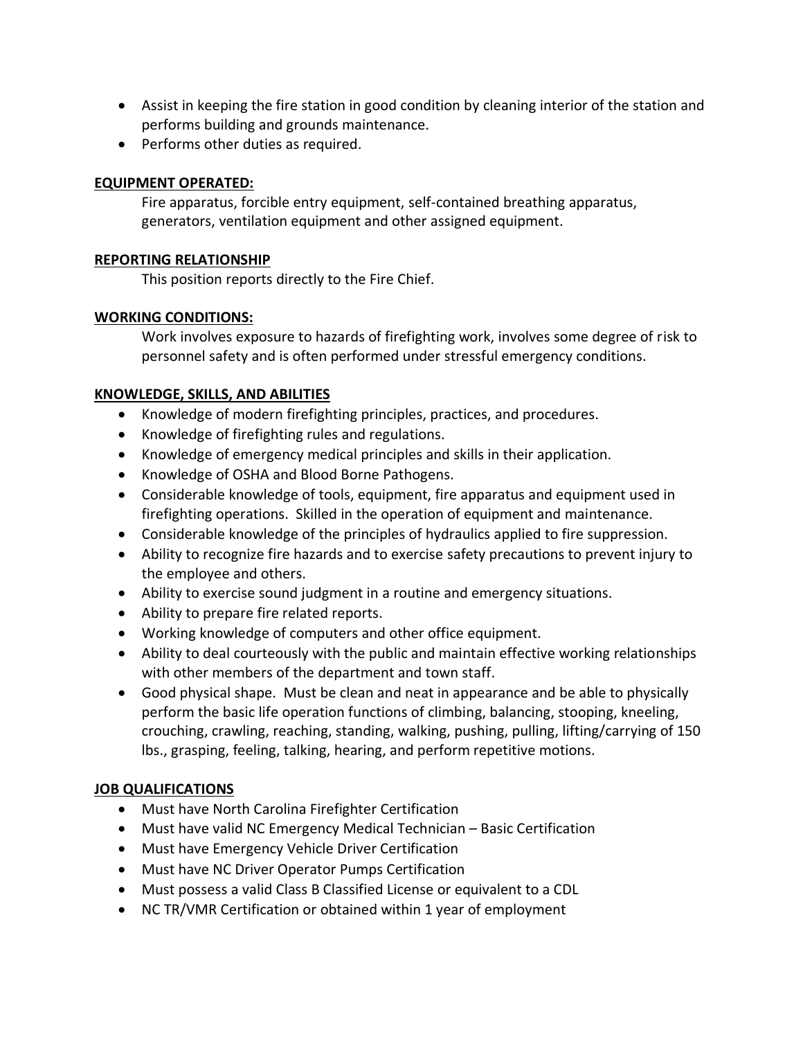- Assist in keeping the fire station in good condition by cleaning interior of the station and performs building and grounds maintenance.
- Performs other duties as required.

**EQUIPMENT OPERATED:**

Fire apparatus, forcible entry equipment, self-contained breathing apparatus, generators, ventilation equipment and other assigned equipment.

**REPORTING RELATIONSHIP**

This position reports directly to the Fire Chief.

**WORKING CONDITIONS:**

Work involves exposure to hazards of firefighting work, involves some degree of risk to personnel safety and is often performed under stressful emergency conditions.

**KNOWLEDGE, SKILLS, AND ABILITIES**

- Knowledge of modern firefighting principles, practices, and procedures.
- Knowledge of firefighting rules and regulations.
- Knowledge of emergency medical principles and skills in their application.
- Knowledge of OSHA and Blood Borne Pathogens.
- Considerable knowledge of tools, equipment, fire apparatus and equipment used in firefighting operations. Skilled in the operation of equipment and maintenance.
- Considerable knowledge of the principles of hydraulics applied to fire suppression.
- Ability to recognize fire hazards and to exercise safety precautions to prevent injury to the employee and others.
- Ability to exercise sound judgment in a routine and emergency situations.
- Ability to prepare fire related reports.
- Working knowledge of computers and other office equipment.
- Ability to deal courteously with the public and maintain effective working relationships with other members of the department and town staff.
- Good physical shape. Must be clean and neat in appearance and be able to physically perform the basic life operation functions of climbing, balancing, stooping, kneeling, crouching, crawling, reaching, standing, walking, pushing, pulling, lifting/carrying of 150 lbs., grasping, feeling, talking, hearing, and perform repetitive motions.

**JOB QUALIFICATIONS**

- Must have North Carolina Firefighter Certification
- Must have valid NC Emergency Medical Technician – Basic Certification
- Must have Emergency Vehicle Driver Certification
- Must have NC Driver Operator Pumps Certification
- Must possess a valid Class B Classified License or equivalent to a CDL
- NC TR/VMR Certification or obtained within 1 year of employment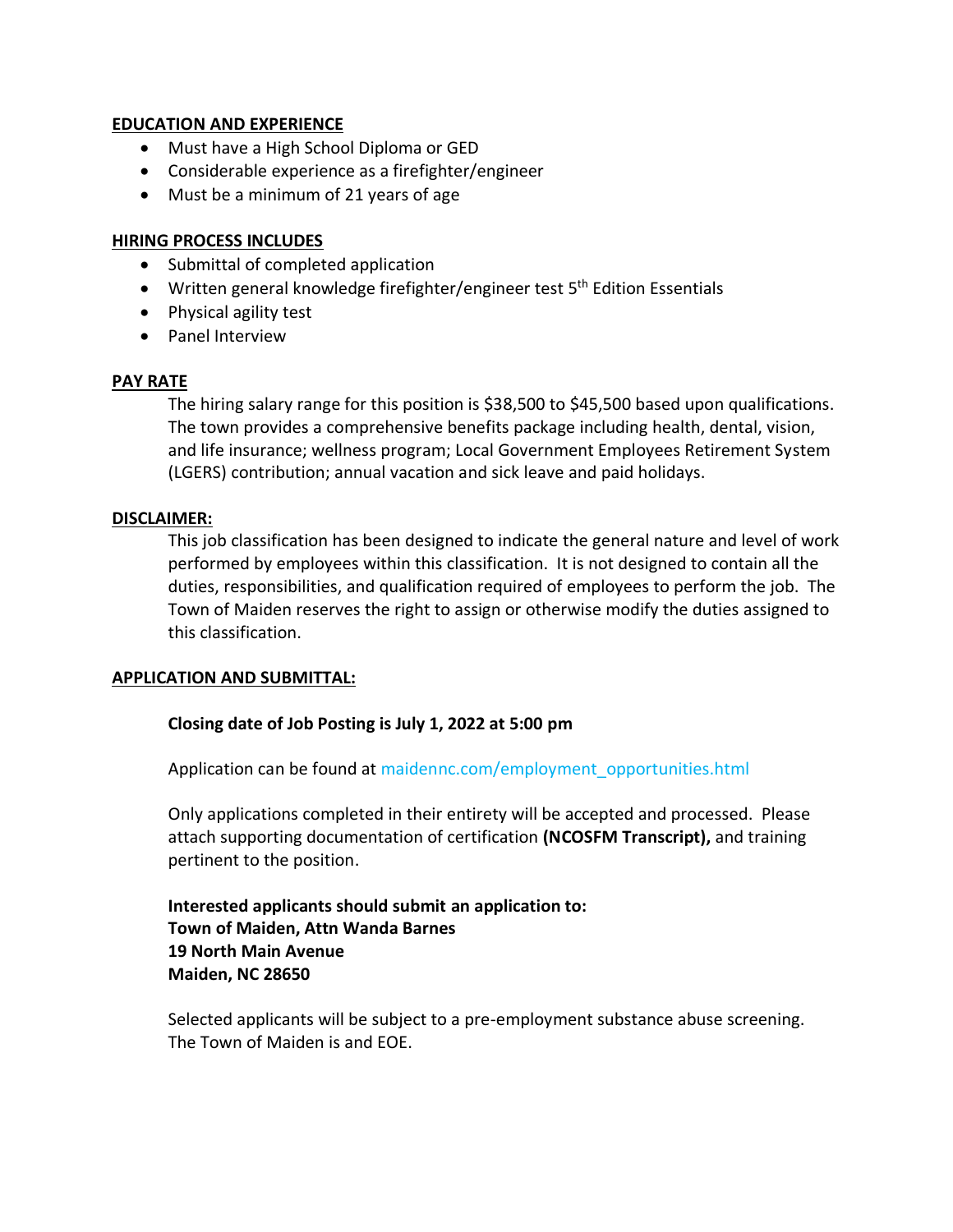## EDUCATION AND EXPERIENCE

- Must have a High School Diploma or GED
- Considerable experience as a firefighter/engineer
- Must be a minimum of 21 years of age

## HIRING PROCESS INCLUDES

- Submittal of completed application
- Written general knowledge firefighter/engineer test 5th Edition Essentials
- Physical agility test
- Panel Interview

## PAY RATE

The hiring salary range for this position is $38,500 to $45,500 based upon qualifications. The town provides a comprehensive benefits package including health, dental, vision, and life insurance; wellness program; Local Government Employees Retirement System (LGERS) contribution; annual vacation and sick leave and paid holidays.

## DISCLAIMER:

This job classification has been designed to indicate the general nature and level of work performed by employees within this classification. It is not designed to contain all the duties, responsibilities, and qualification required of employees to perform the job. The Town of Maiden reserves the right to assign or otherwise modify the duties assigned to this classification.

## APPLICATION AND SUBMITTAL:

**Closing date of Job Posting is July 1, 2022 at 5:00 pm**

Application can be found at maidennc.com/employment_opportunities.html

Only applications completed in their entirety will be accepted and processed. Please attach supporting documentation of certification **(NCOSFM Transcript),** and training pertinent to the position.

**Interested applicants should submit an application to:**
**Town of Maiden, Attn Wanda Barnes**
**19 North Main Avenue**
**Maiden, NC 28650**

Selected applicants will be subject to a pre-employment substance abuse screening. The Town of Maiden is and EOE.